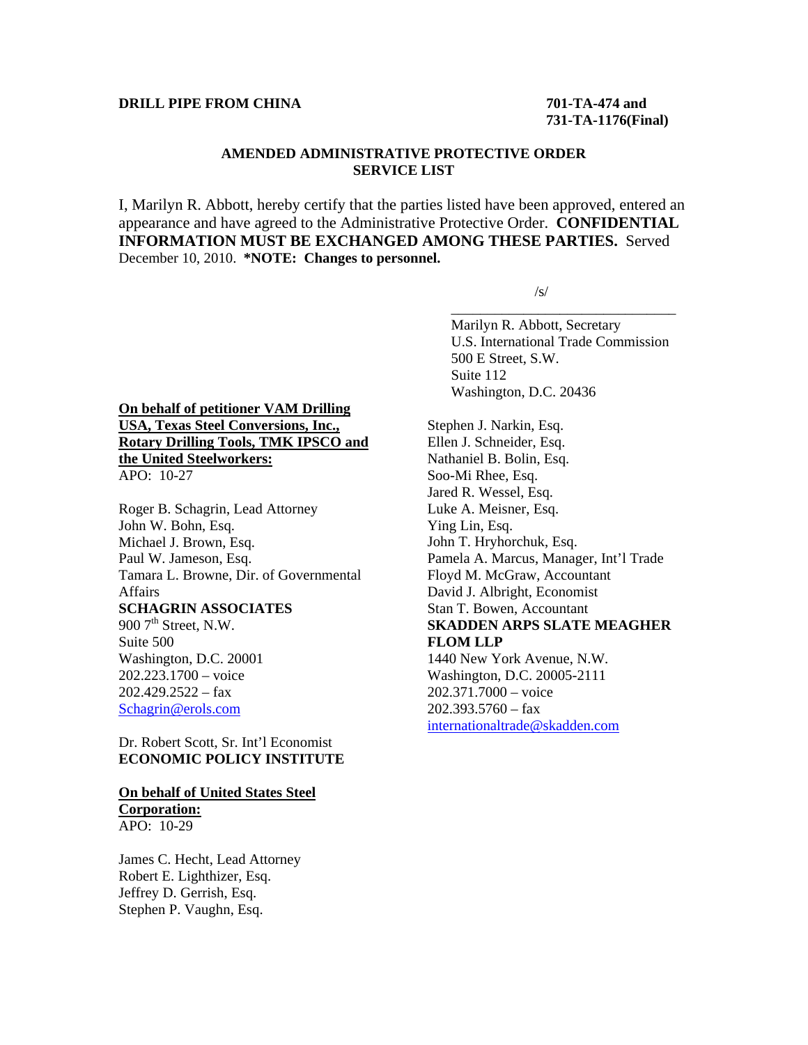**DRILL PIPE FROM CHINA** **701-TA-474 and 731-TA-1176(Final)**

**AMENDED ADMINISTRATIVE PROTECTIVE ORDER SERVICE LIST**

I, Marilyn R. Abbott, hereby certify that the parties listed have been approved, entered an appearance and have agreed to the Administrative Protective Order. **CONFIDENTIAL INFORMATION MUST BE EXCHANGED AMONG THESE PARTIES.** Served December 10, 2010. **\*NOTE: Changes to personnel.**

/s/

\_\_\_\_\_\_\_\_\_\_\_\_\_\_\_\_\_\_\_\_\_\_\_\_\_\_\_\_\_\_\_\_

Marilyn R. Abbott, Secretary
U.S. International Trade Commission
500 E Street, S.W.
Suite 112
Washington, D.C. 20436

**On behalf of petitioner VAM Drilling USA, Texas Steel Conversions, Inc., Rotary Drilling Tools, TMK IPSCO and the United Steelworkers:**
APO: 10-27

Roger B. Schagrin, Lead Attorney
John W. Bohn, Esq.
Michael J. Brown, Esq.
Paul W. Jameson, Esq.
Tamara L. Browne, Dir. of Governmental Affairs
**SCHAGRIN ASSOCIATES**
900 7th Street, N.W.
Suite 500
Washington, D.C. 20001
202.223.1700 – voice
202.429.2522 – fax
Schagrin@erols.com

Dr. Robert Scott, Sr. Int'l Economist
**ECONOMIC POLICY INSTITUTE**

**On behalf of United States Steel Corporation:**
APO: 10-29

James C. Hecht, Lead Attorney
Robert E. Lighthizer, Esq.
Jeffrey D. Gerrish, Esq.
Stephen P. Vaughn, Esq.
Stephen J. Narkin, Esq.
Ellen J. Schneider, Esq.
Nathaniel B. Bolin, Esq.
Soo-Mi Rhee, Esq.
Jared R. Wessel, Esq.
Luke A. Meisner, Esq.
Ying Lin, Esq.
John T. Hryhorchuk, Esq.
Pamela A. Marcus, Manager, Int'l Trade
Floyd M. McGraw, Accountant
David J. Albright, Economist
Stan T. Bowen, Accountant
**SKADDEN ARPS SLATE MEAGHER FLOM LLP**
1440 New York Avenue, N.W.
Washington, D.C. 20005-2111
202.371.7000 – voice
202.393.5760 – fax
internationaltrade@skadden.com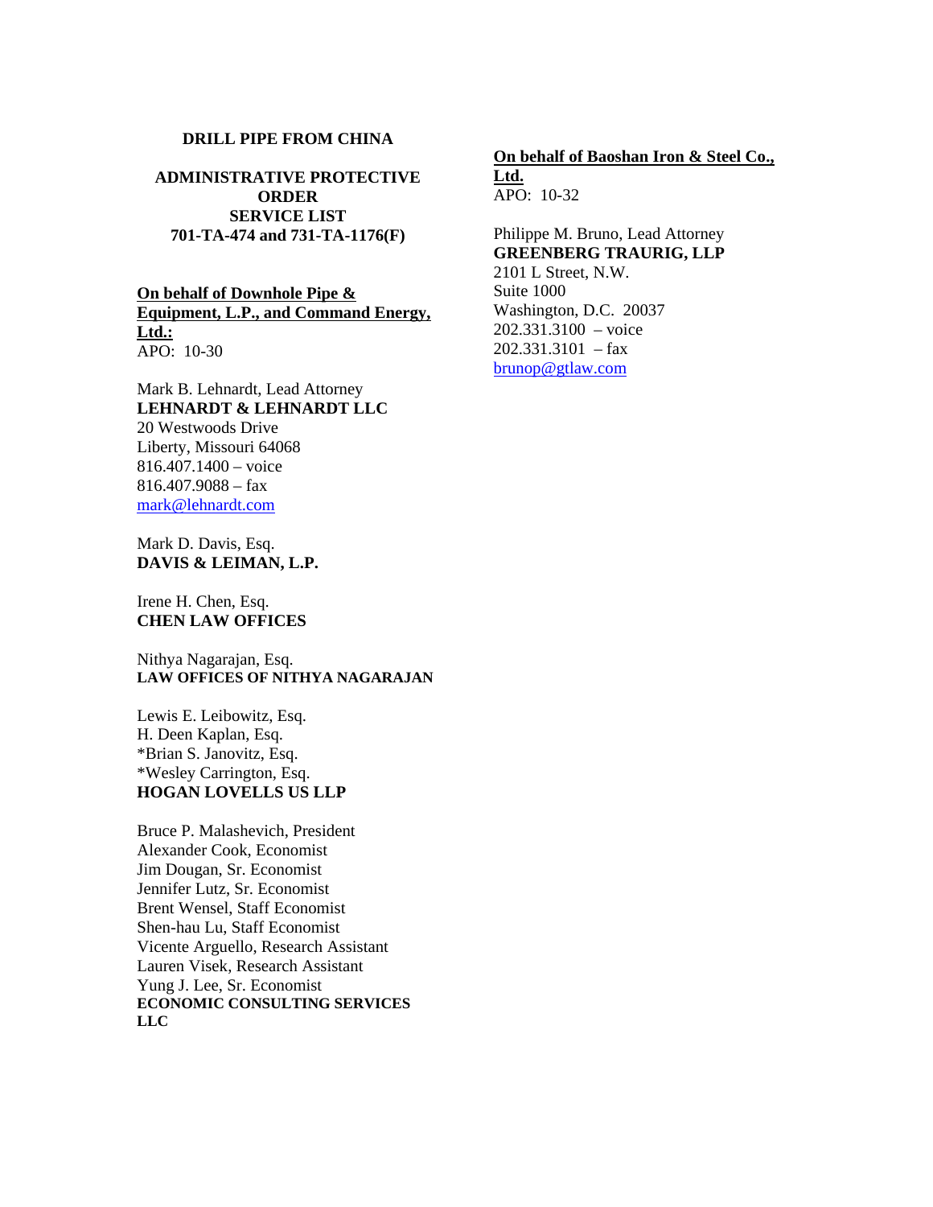**DRILL PIPE FROM CHINA**

**ADMINISTRATIVE PROTECTIVE ORDER SERVICE LIST 701-TA-474 and 731-TA-1176(F)**

**On behalf of Downhole Pipe & Equipment, L.P., and Command Energy, Ltd.:**
APO: 10-30

Mark B. Lehnardt, Lead Attorney
**LEHNARDT & LEHNARDT LLC**
20 Westwoods Drive
Liberty, Missouri 64068
816.407.1400 – voice
816.407.9088 – fax
mark@lehnardt.com

Mark D. Davis, Esq.
**DAVIS & LEIMAN, L.P.**

Irene H. Chen, Esq.
**CHEN LAW OFFICES**

Nithya Nagarajan, Esq.
**LAW OFFICES OF NITHYA NAGARAJAN**

Lewis E. Leibowitz, Esq.
H. Deen Kaplan, Esq.
*Brian S. Janovitz, Esq.
*Wesley Carrington, Esq.
**HOGAN LOVELLS US LLP**

Bruce P. Malashevich, President
Alexander Cook, Economist
Jim Dougan, Sr. Economist
Jennifer Lutz, Sr. Economist
Brent Wensel, Staff Economist
Shen-hau Lu, Staff Economist
Vicente Arguello, Research Assistant
Lauren Visek, Research Assistant
Yung J. Lee, Sr. Economist
**ECONOMIC CONSULTING SERVICES LLC**

**On behalf of Baoshan Iron & Steel Co., Ltd.**
APO: 10-32

Philippe M. Bruno, Lead Attorney
**GREENBERG TRAURIG, LLP**
2101 L Street, N.W.
Suite 1000
Washington, D.C. 20037
202.331.3100 – voice
202.331.3101 – fax
brunop@gtlaw.com